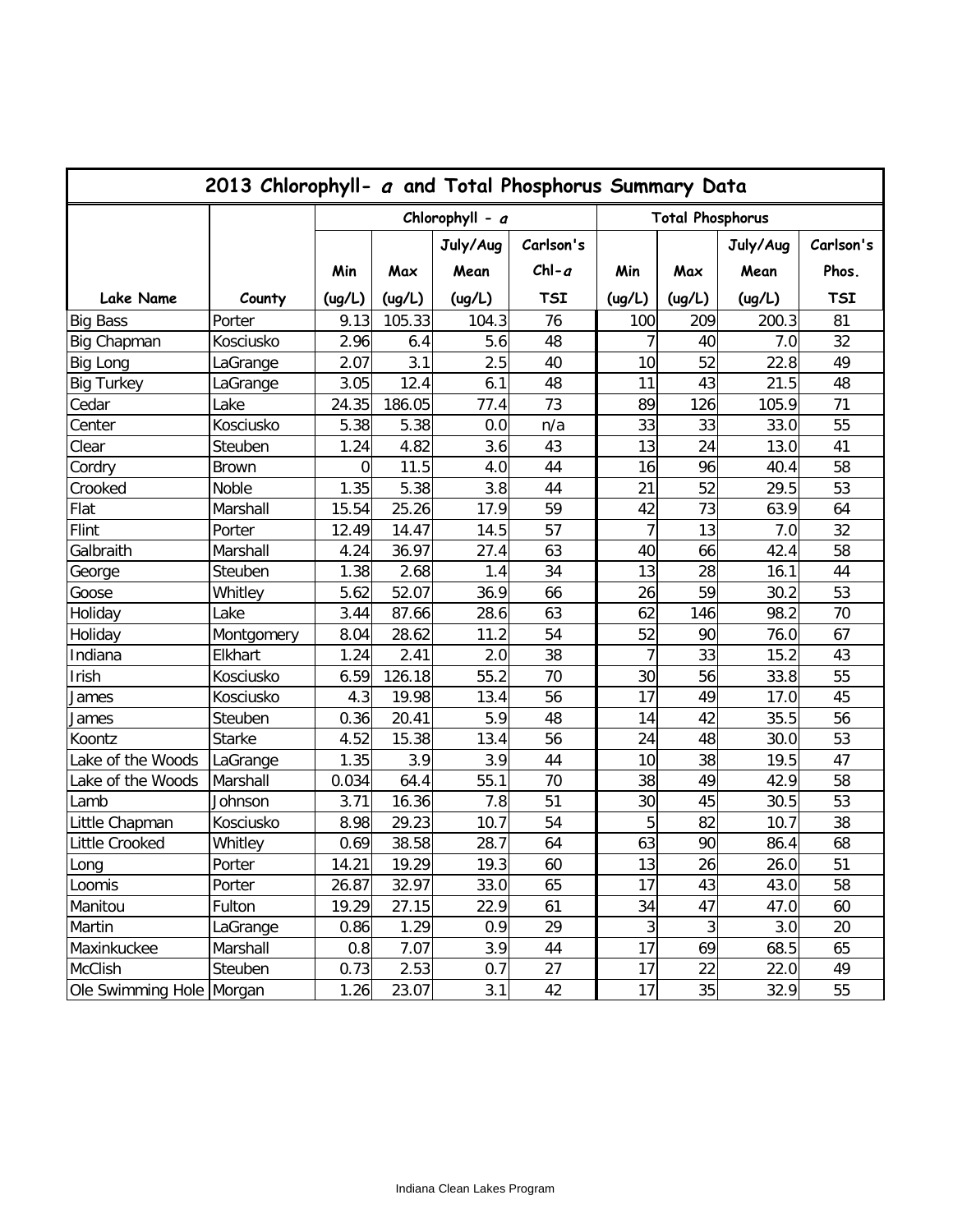## 2013 Chlorophyll- *a* and Total Phosphorus Summary Data

| | | Chlorophyll - *a* | | | | Total Phosphorus | | | |
|---|---|---|---|---|---|---|---|---|---|
| Lake Name | County | Min (ug/L) | Max (ug/L) | July/Aug Mean (ug/L) | Carlson's Chl-*a* TSI | Min (ug/L) | Max (ug/L) | July/Aug Mean (ug/L) | Carlson's Phos. TSI |
| Big Bass | Porter | 9.13 | 105.33 | 104.3 | 76 | 100 | 209 | 200.3 | 81 |
| Big Chapman | Kosciusko | 2.96 | 6.4 | 5.6 | 48 | 7 | 40 | 7.0 | 32 |
| Big Long | LaGrange | 2.07 | 3.1 | 2.5 | 40 | 10 | 52 | 22.8 | 49 |
| Big Turkey | LaGrange | 3.05 | 12.4 | 6.1 | 48 | 11 | 43 | 21.5 | 48 |
| Cedar | Lake | 24.35 | 186.05 | 77.4 | 73 | 89 | 126 | 105.9 | 71 |
| Center | Kosciusko | 5.38 | 5.38 | 0.0 | n/a | 33 | 33 | 33.0 | 55 |
| Clear | Steuben | 1.24 | 4.82 | 3.6 | 43 | 13 | 24 | 13.0 | 41 |
| Cordry | Brown | 0 | 11.5 | 4.0 | 44 | 16 | 96 | 40.4 | 58 |
| Crooked | Noble | 1.35 | 5.38 | 3.8 | 44 | 21 | 52 | 29.5 | 53 |
| Flat | Marshall | 15.54 | 25.26 | 17.9 | 59 | 42 | 73 | 63.9 | 64 |
| Flint | Porter | 12.49 | 14.47 | 14.5 | 57 | 7 | 13 | 7.0 | 32 |
| Galbraith | Marshall | 4.24 | 36.97 | 27.4 | 63 | 40 | 66 | 42.4 | 58 |
| George | Steuben | 1.38 | 2.68 | 1.4 | 34 | 13 | 28 | 16.1 | 44 |
| Goose | Whitley | 5.62 | 52.07 | 36.9 | 66 | 26 | 59 | 30.2 | 53 |
| Holiday | Lake | 3.44 | 87.66 | 28.6 | 63 | 62 | 146 | 98.2 | 70 |
| Holiday | Montgomery | 8.04 | 28.62 | 11.2 | 54 | 52 | 90 | 76.0 | 67 |
| Indiana | Elkhart | 1.24 | 2.41 | 2.0 | 38 | 7 | 33 | 15.2 | 43 |
| Irish | Kosciusko | 6.59 | 126.18 | 55.2 | 70 | 30 | 56 | 33.8 | 55 |
| James | Kosciusko | 4.3 | 19.98 | 13.4 | 56 | 17 | 49 | 17.0 | 45 |
| James | Steuben | 0.36 | 20.41 | 5.9 | 48 | 14 | 42 | 35.5 | 56 |
| Koontz | Starke | 4.52 | 15.38 | 13.4 | 56 | 24 | 48 | 30.0 | 53 |
| Lake of the Woods | LaGrange | 1.35 | 3.9 | 3.9 | 44 | 10 | 38 | 19.5 | 47 |
| Lake of the Woods | Marshall | 0.034 | 64.4 | 55.1 | 70 | 38 | 49 | 42.9 | 58 |
| Lamb | Johnson | 3.71 | 16.36 | 7.8 | 51 | 30 | 45 | 30.5 | 53 |
| Little Chapman | Kosciusko | 8.98 | 29.23 | 10.7 | 54 | 5 | 82 | 10.7 | 38 |
| Little Crooked | Whitley | 0.69 | 38.58 | 28.7 | 64 | 63 | 90 | 86.4 | 68 |
| Long | Porter | 14.21 | 19.29 | 19.3 | 60 | 13 | 26 | 26.0 | 51 |
| Loomis | Porter | 26.87 | 32.97 | 33.0 | 65 | 17 | 43 | 43.0 | 58 |
| Manitou | Fulton | 19.29 | 27.15 | 22.9 | 61 | 34 | 47 | 47.0 | 60 |
| Martin | LaGrange | 0.86 | 1.29 | 0.9 | 29 | 3 | 3 | 3.0 | 20 |
| Maxinkuckee | Marshall | 0.8 | 7.07 | 3.9 | 44 | 17 | 69 | 68.5 | 65 |
| McClish | Steuben | 0.73 | 2.53 | 0.7 | 27 | 17 | 22 | 22.0 | 49 |
| Ole Swimming Hole | Morgan | 1.26 | 23.07 | 3.1 | 42 | 17 | 35 | 32.9 | 55 |

Indiana Clean Lakes Program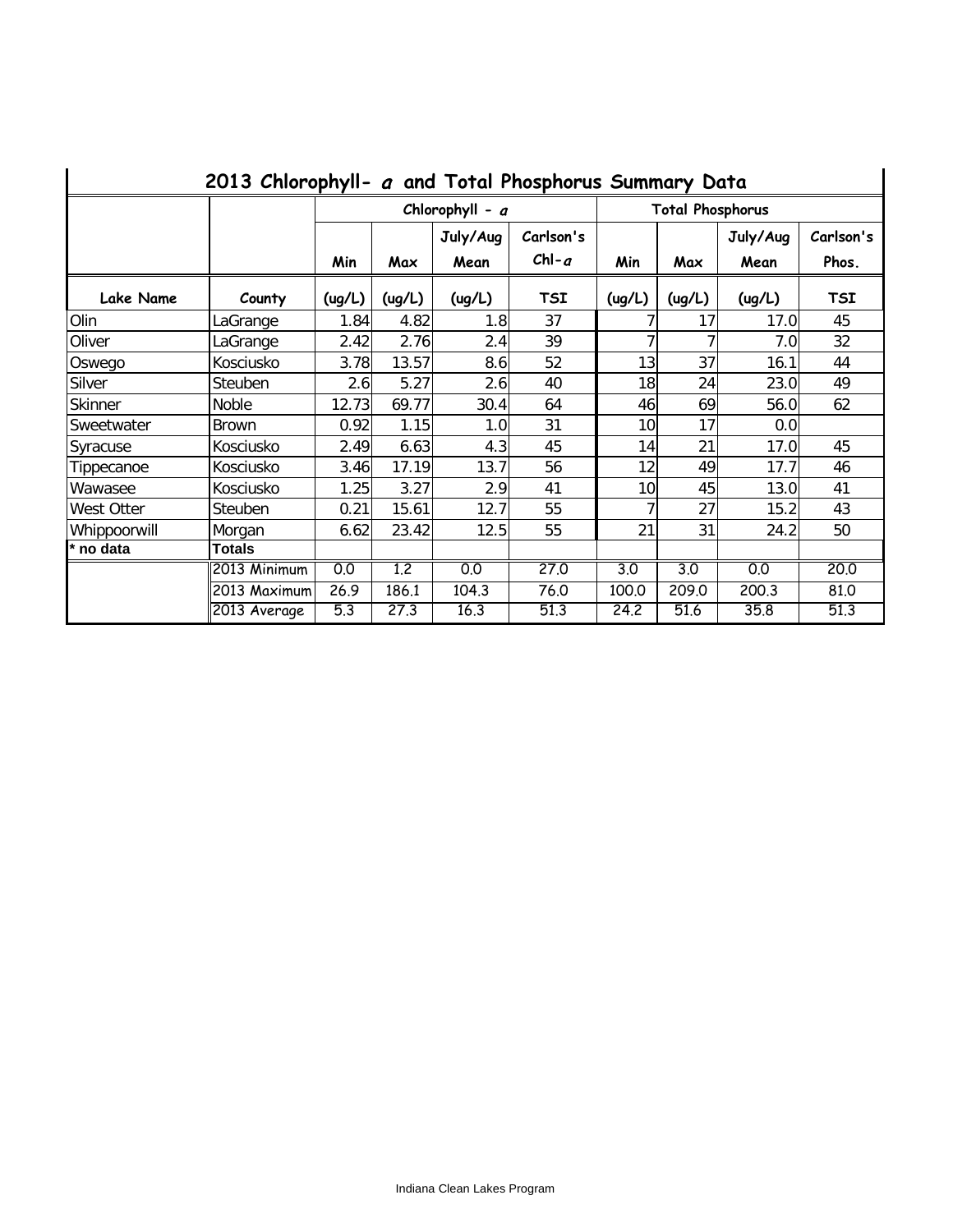## 2013 Chlorophyll- *a* and Total Phosphorus Summary Data

| | | Chlorophyll - *a* | | | | Total Phosphorus | | | |
|---|---|---|---|---|---|---|---|---|---|
| | | Min | Max | July/Aug Mean | Carlson's Chl-*a* | Min | Max | July/Aug Mean | Carlson's Phos. |
| Lake Name | County | (ug/L) | (ug/L) | (ug/L) | TSI | (ug/L) | (ug/L) | (ug/L) | TSI |
| Olin | LaGrange | 1.84 | 4.82 | 1.8 | 37 | 7 | 17 | 17.0 | 45 |
| Oliver | LaGrange | 2.42 | 2.76 | 2.4 | 39 | 7 | 7 | 7.0 | 32 |
| Oswego | Kosciusko | 3.78 | 13.57 | 8.6 | 52 | 13 | 37 | 16.1 | 44 |
| Silver | Steuben | 2.6 | 5.27 | 2.6 | 40 | 18 | 24 | 23.0 | 49 |
| Skinner | Noble | 12.73 | 69.77 | 30.4 | 64 | 46 | 69 | 56.0 | 62 |
| Sweetwater | Brown | 0.92 | 1.15 | 1.0 | 31 | 10 | 17 | 0.0 | |
| Syracuse | Kosciusko | 2.49 | 6.63 | 4.3 | 45 | 14 | 21 | 17.0 | 45 |
| Tippecanoe | Kosciusko | 3.46 | 17.19 | 13.7 | 56 | 12 | 49 | 17.7 | 46 |
| Wawasee | Kosciusko | 1.25 | 3.27 | 2.9 | 41 | 10 | 45 | 13.0 | 41 |
| West Otter | Steuben | 0.21 | 15.61 | 12.7 | 55 | 7 | 27 | 15.2 | 43 |
| Whippoorwill | Morgan | 6.62 | 23.42 | 12.5 | 55 | 21 | 31 | 24.2 | 50 |
| * no data | **Totals** | | | | | | | | |
| | 2013 Minimum | 0.0 | 1.2 | 0.0 | 27.0 | 3.0 | 3.0 | 0.0 | 20.0 |
| | 2013 Maximum | 26.9 | 186.1 | 104.3 | 76.0 | 100.0 | 209.0 | 200.3 | 81.0 |
| | 2013 Average | 5.3 | 27.3 | 16.3 | 51.3 | 24.2 | 51.6 | 35.8 | 51.3 |